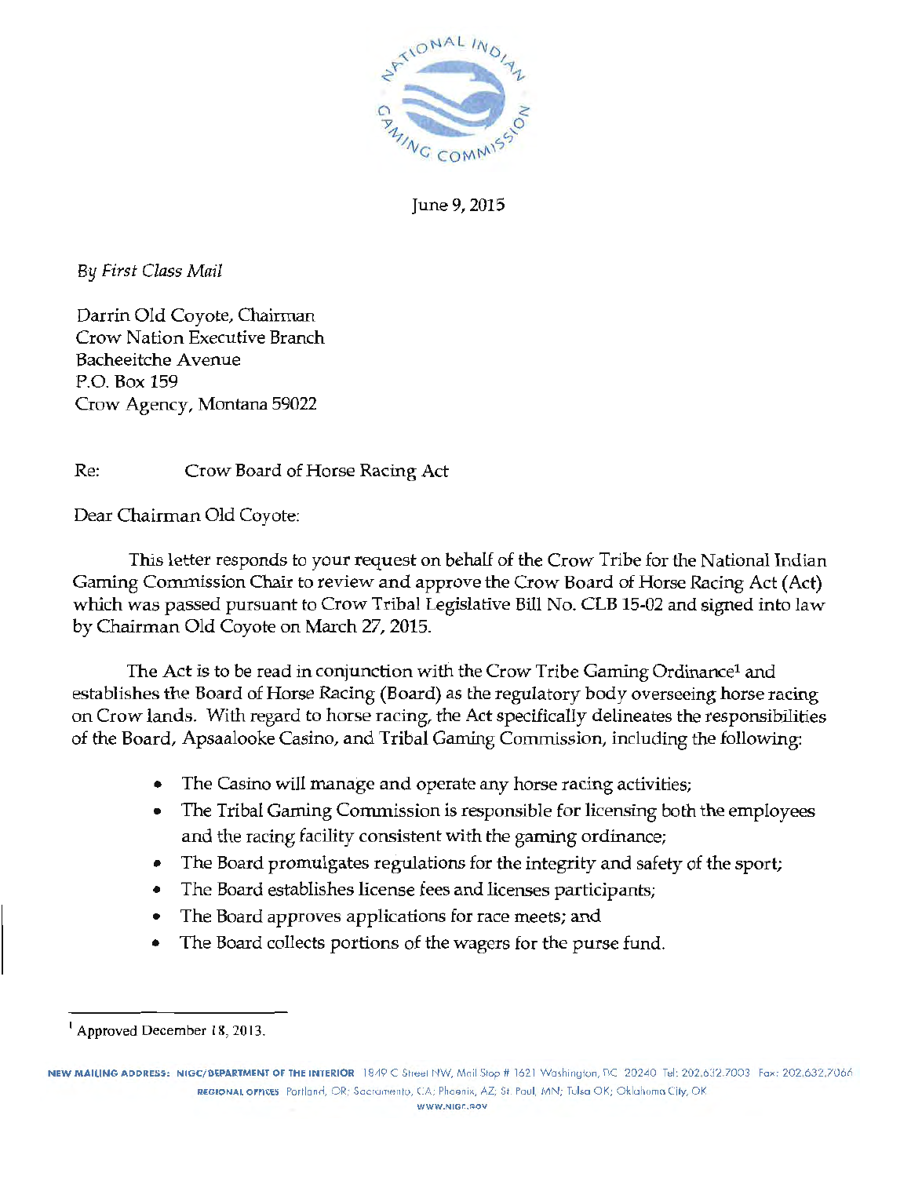June 9, 2015

*By First Class Mail*

Darrin Old Coyote, Chairman
Crow Nation Executive Branch
Bacheeitche Avenue
P.O. Box 159
Crow Agency, Montana 59022

Re: Crow Board of Horse Racing Act

Dear Chairman Old Coyote:

This letter responds to your request on behalf of the Crow Tribe for the National Indian Gaming Commission Chair to review and approve the Crow Board of Horse Racing Act (Act) which was passed pursuant to Crow Tribal Legislative Bill No. CLB 15-02 and signed into law by Chairman Old Coyote on March 27, 2015.

The Act is to be read in conjunction with the Crow Tribe Gaming Ordinance[1] and establishes the Board of Horse Racing (Board) as the regulatory body overseeing horse racing on Crow lands. With regard to horse racing, the Act specifically delineates the responsibilities of the Board, Apsaalooke Casino, and Tribal Gaming Commission, including the following:

- The Casino will manage and operate any horse racing activities;
- The Tribal Gaming Commission is responsible for licensing both the employees and the racing facility consistent with the gaming ordinance;
- The Board promulgates regulations for the integrity and safety of the sport;
- The Board establishes license fees and licenses participants;
- The Board approves applications for race meets; and
- The Board collects portions of the wagers for the purse fund.

[1] Approved December 18, 2013.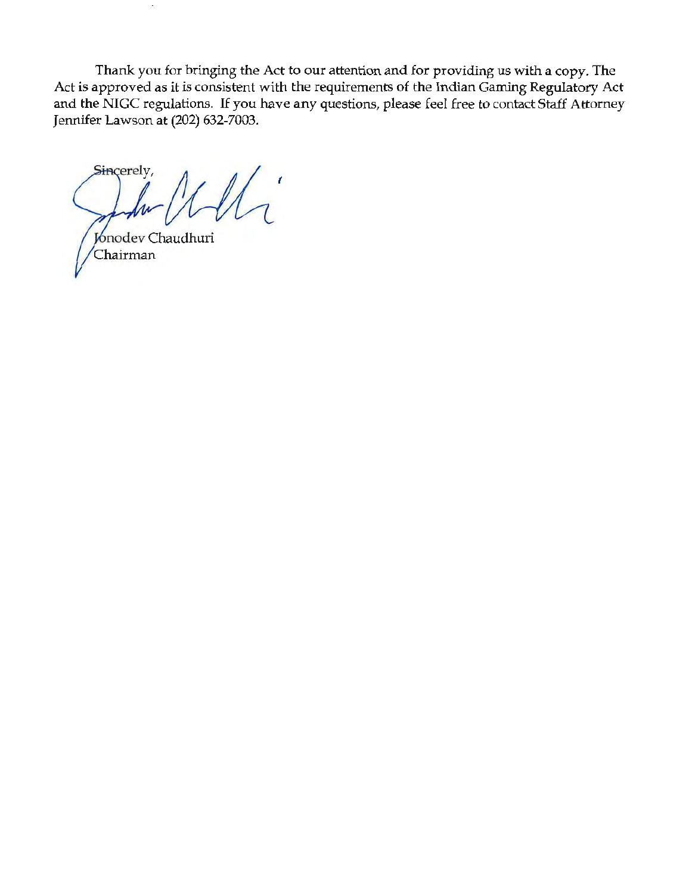Thank you for bringing the Act to our attention and for providing us with a copy. The Act is approved as it is consistent with the requirements of the Indian Gaming Regulatory Act and the NIGC regulations. If you have any questions, please feel free to contact Staff Attorney Jennifer Lawson at (202) 632-7003.

Sincerely,

Jonodev Chaudhuri
Chairman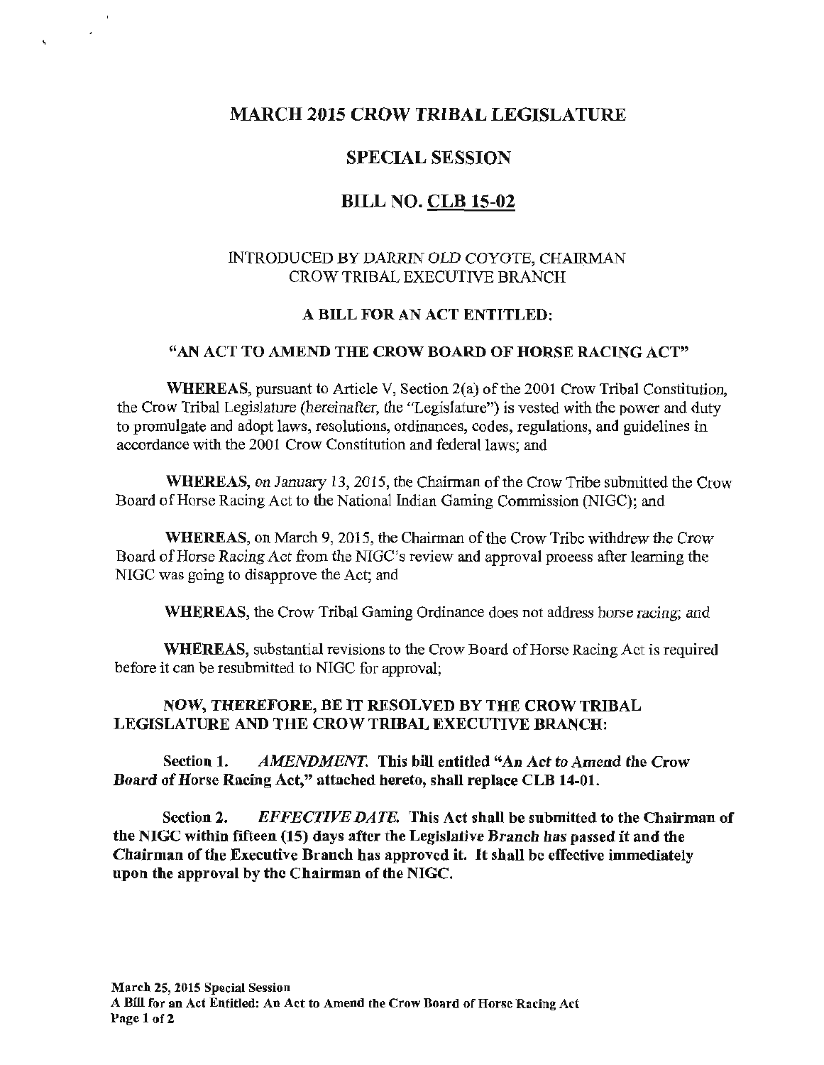# MARCH 2015 CROW TRIBAL LEGISLATURE

## SPECIAL SESSION

## BILL NO. CLB 15-02

INTRODUCED BY DARRIN OLD COYOTE, CHAIRMAN
CROW TRIBAL EXECUTIVE BRANCH

**A BILL FOR AN ACT ENTITLED:**

**"AN ACT TO AMEND THE CROW BOARD OF HORSE RACING ACT"**

**WHEREAS**, pursuant to Article V, Section 2(a) of the 2001 Crow Tribal Constitution, the Crow Tribal Legislature (hereinafter, the "Legislature") is vested with the power and duty to promulgate and adopt laws, resolutions, ordinances, codes, regulations, and guidelines in accordance with the 2001 Crow Constitution and federal laws; and

**WHEREAS**, on January 13, 2015, the Chairman of the Crow Tribe submitted the Crow Board of Horse Racing Act to the National Indian Gaming Commission (NIGC); and

**WHEREAS**, on March 9, 2015, the Chairman of the Crow Tribe withdrew the Crow Board of Horse Racing Act from the NIGC's review and approval process after learning the NIGC was going to disapprove the Act; and

**WHEREAS**, the Crow Tribal Gaming Ordinance does not address horse racing; and

**WHEREAS**, substantial revisions to the Crow Board of Horse Racing Act is required before it can be resubmitted to NIGC for approval;

**NOW, THEREFORE, BE IT RESOLVED BY THE CROW TRIBAL LEGISLATURE AND THE CROW TRIBAL EXECUTIVE BRANCH:**

**Section 1.** *AMENDMENT.* **This bill entitled "An Act to Amend the Crow Board of Horse Racing Act," attached hereto, shall replace CLB 14-01.**

**Section 2.** *EFFECTIVE DATE.* **This Act shall be submitted to the Chairman of the NIGC within fifteen (15) days after the Legislative Branch has passed it and the Chairman of the Executive Branch has approved it. It shall be effective immediately upon the approval by the Chairman of the NIGC.**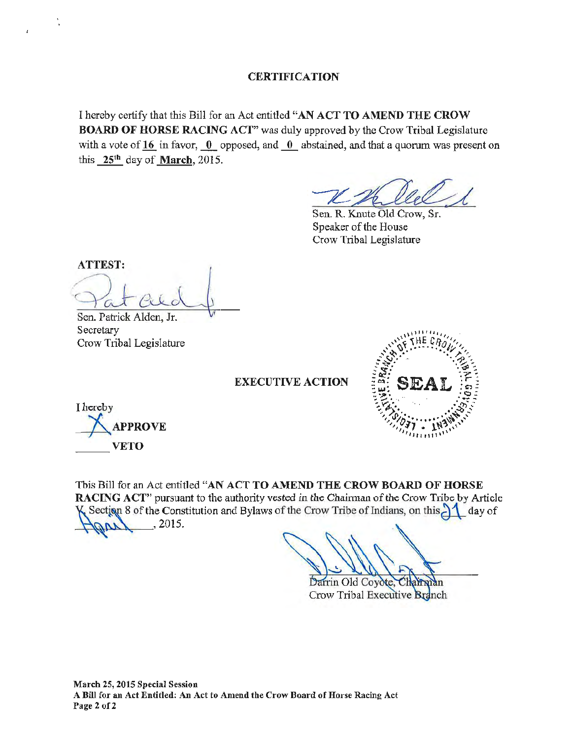## CERTIFICATION

I hereby certify that this Bill for an Act entitled **"AN ACT TO AMEND THE CROW BOARD OF HORSE RACING ACT"** was duly approved by the Crow Tribal Legislature with a vote of **16** in favor, **0** opposed, and **0** abstained, and that a quorum was present on this **25th** day of **March**, 2015.

Sen. R. Knute Old Crow, Sr.
Speaker of the House
Crow Tribal Legislature

**ATTEST:**

Sen. Patrick Alden, Jr.
Secretary
Crow Tribal Legislature

**EXECUTIVE ACTION**

I hereby

X **APPROVE**

\_\_\_\_\_\_ **VETO**

This Bill for an Act entitled **"AN ACT TO AMEND THE CROW BOARD OF HORSE RACING ACT"** pursuant to the authority vested in the Chairman of the Crow Tribe by Article V, Section 8 of the Constitution and Bylaws of the Crow Tribe of Indians, on this 21 day of April, 2015.

Darrin Old Coyote, Chairman
Crow Tribal Executive Branch

**March 25, 2015 Special Session**
**A Bill for an Act Entitled: An Act to Amend the Crow Board of Horse Racing Act**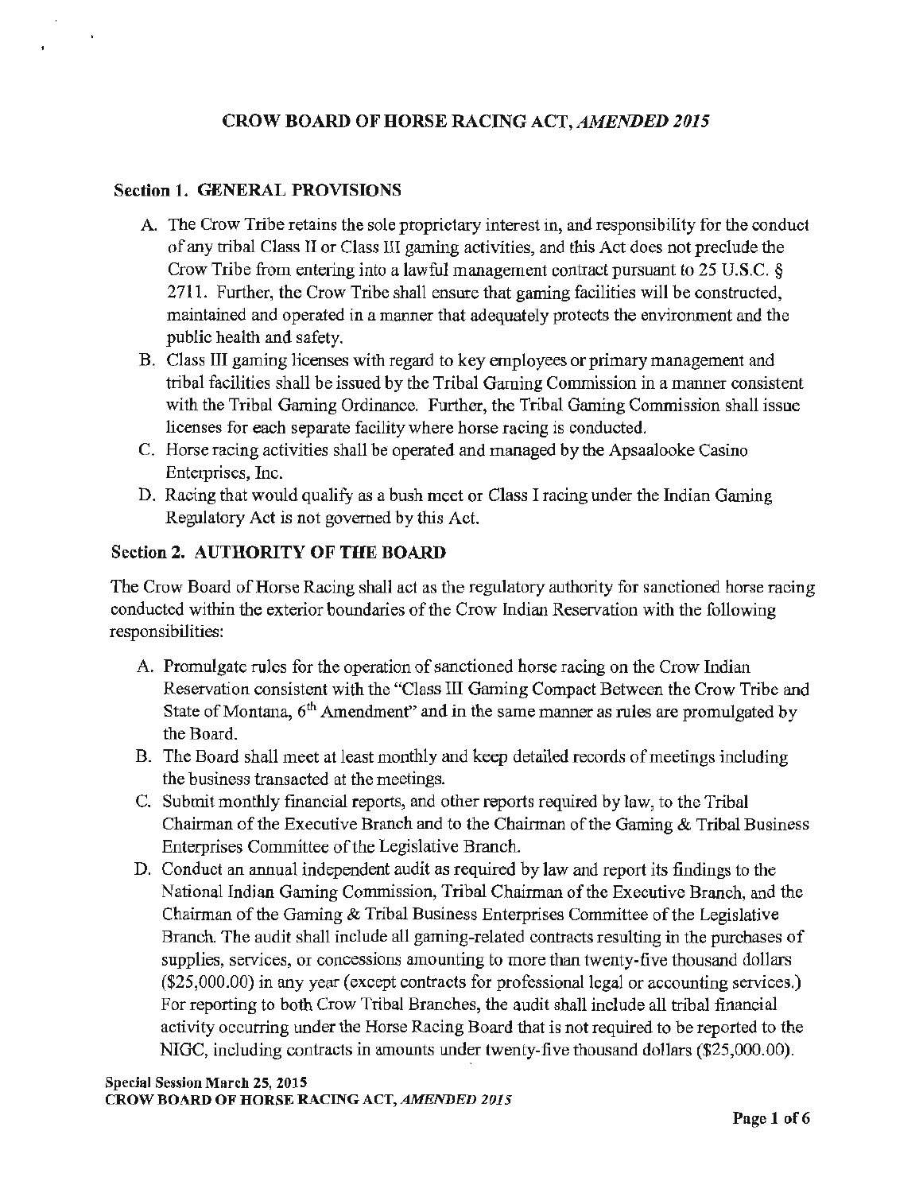# CROW BOARD OF HORSE RACING ACT, *AMENDED 2015*

## Section 1. GENERAL PROVISIONS

A. The Crow Tribe retains the sole proprietary interest in, and responsibility for the conduct of any tribal Class II or Class III gaming activities, and this Act does not preclude the Crow Tribe from entering into a lawful management contract pursuant to 25 U.S.C. § 2711. Further, the Crow Tribe shall ensure that gaming facilities will be constructed, maintained and operated in a manner that adequately protects the environment and the public health and safety.

B. Class III gaming licenses with regard to key employees or primary management and tribal facilities shall be issued by the Tribal Gaming Commission in a manner consistent with the Tribal Gaming Ordinance. Further, the Tribal Gaming Commission shall issue licenses for each separate facility where horse racing is conducted.

C. Horse racing activities shall be operated and managed by the Apsaalooke Casino Enterprises, Inc.

D. Racing that would qualify as a bush meet or Class I racing under the Indian Gaming Regulatory Act is not governed by this Act.

## Section 2. AUTHORITY OF THE BOARD

The Crow Board of Horse Racing shall act as the regulatory authority for sanctioned horse racing conducted within the exterior boundaries of the Crow Indian Reservation with the following responsibilities:

A. Promulgate rules for the operation of sanctioned horse racing on the Crow Indian Reservation consistent with the "Class III Gaming Compact Between the Crow Tribe and State of Montana, 6th Amendment" and in the same manner as rules are promulgated by the Board.

B. The Board shall meet at least monthly and keep detailed records of meetings including the business transacted at the meetings.

C. Submit monthly financial reports, and other reports required by law, to the Tribal Chairman of the Executive Branch and to the Chairman of the Gaming & Tribal Business Enterprises Committee of the Legislative Branch.

D. Conduct an annual independent audit as required by law and report its findings to the National Indian Gaming Commission, Tribal Chairman of the Executive Branch, and the Chairman of the Gaming & Tribal Business Enterprises Committee of the Legislative Branch. The audit shall include all gaming-related contracts resulting in the purchases of supplies, services, or concessions amounting to more than twenty-five thousand dollars ($25,000.00) in any year (except contracts for professional legal or accounting services.) For reporting to both Crow Tribal Branches, the audit shall include all tribal financial activity occurring under the Horse Racing Board that is not required to be reported to the NIGC, including contracts in amounts under twenty-five thousand dollars ($25,000.00).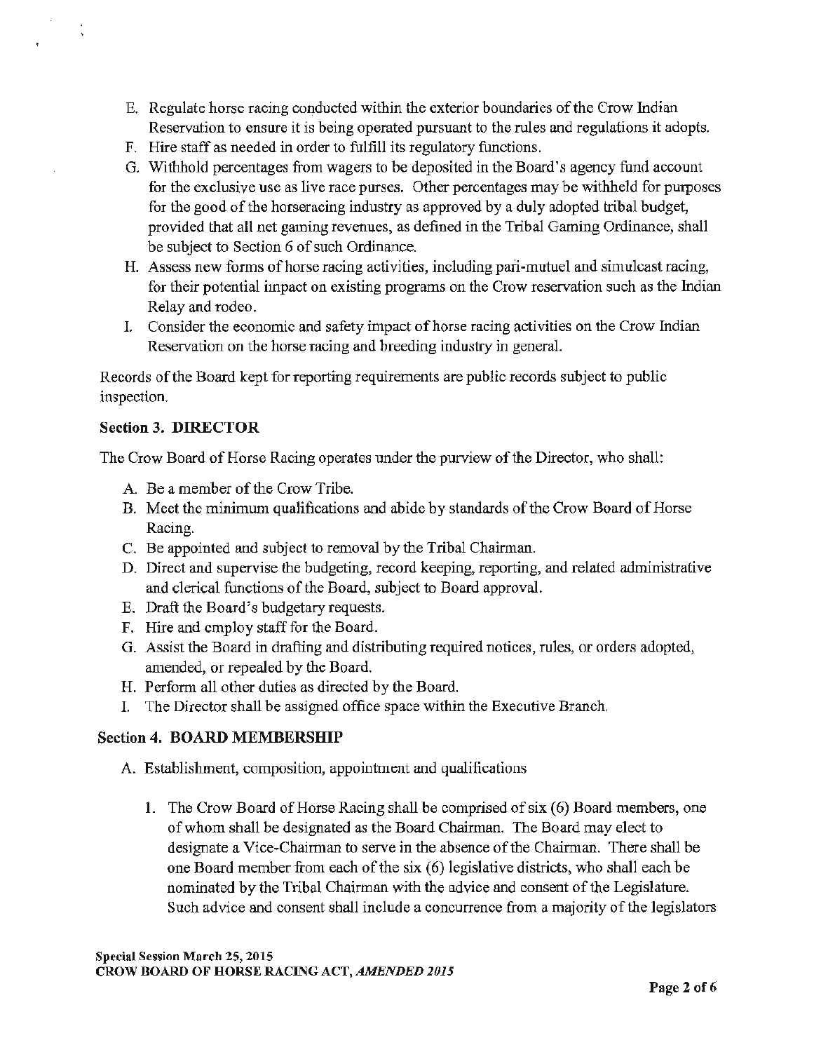E. Regulate horse racing conducted within the exterior boundaries of the Crow Indian Reservation to ensure it is being operated pursuant to the rules and regulations it adopts.
F. Hire staff as needed in order to fulfill its regulatory functions.
G. Withhold percentages from wagers to be deposited in the Board's agency fund account for the exclusive use as live race purses. Other percentages may be withheld for purposes for the good of the horseracing industry as approved by a duly adopted tribal budget, provided that all net gaming revenues, as defined in the Tribal Gaming Ordinance, shall be subject to Section 6 of such Ordinance.
H. Assess new forms of horse racing activities, including pari-mutuel and simulcast racing, for their potential impact on existing programs on the Crow reservation such as the Indian Relay and rodeo.
I. Consider the economic and safety impact of horse racing activities on the Crow Indian Reservation on the horse racing and breeding industry in general.

Records of the Board kept for reporting requirements are public records subject to public inspection.

### Section 3. DIRECTOR

The Crow Board of Horse Racing operates under the purview of the Director, who shall:

A. Be a member of the Crow Tribe.
B. Meet the minimum qualifications and abide by standards of the Crow Board of Horse Racing.
C. Be appointed and subject to removal by the Tribal Chairman.
D. Direct and supervise the budgeting, record keeping, reporting, and related administrative and clerical functions of the Board, subject to Board approval.
E. Draft the Board's budgetary requests.
F. Hire and employ staff for the Board.
G. Assist the Board in drafting and distributing required notices, rules, or orders adopted, amended, or repealed by the Board.
H. Perform all other duties as directed by the Board.
I. The Director shall be assigned office space within the Executive Branch.

### Section 4. BOARD MEMBERSHIP

A. Establishment, composition, appointment and qualifications

   1. The Crow Board of Horse Racing shall be comprised of six (6) Board members, one of whom shall be designated as the Board Chairman. The Board may elect to designate a Vice-Chairman to serve in the absence of the Chairman. There shall be one Board member from each of the six (6) legislative districts, who shall each be nominated by the Tribal Chairman with the advice and consent of the Legislature. Such advice and consent shall include a concurrence from a majority of the legislators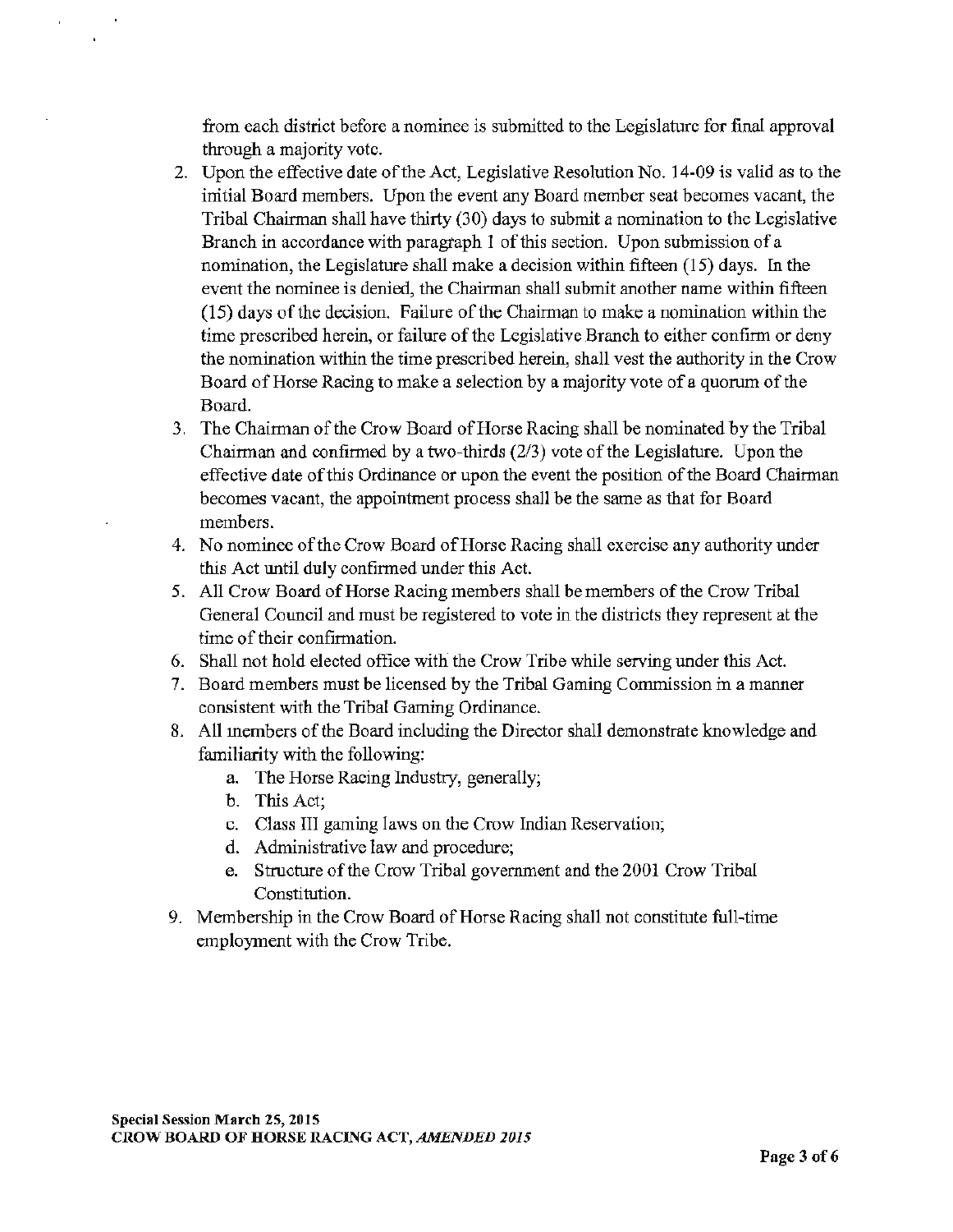from each district before a nominee is submitted to the Legislature for final approval through a majority vote.

2. Upon the effective date of the Act, Legislative Resolution No. 14-09 is valid as to the initial Board members. Upon the event any Board member seat becomes vacant, the Tribal Chairman shall have thirty (30) days to submit a nomination to the Legislative Branch in accordance with paragraph 1 of this section. Upon submission of a nomination, the Legislature shall make a decision within fifteen (15) days. In the event the nominee is denied, the Chairman shall submit another name within fifteen (15) days of the decision. Failure of the Chairman to make a nomination within the time prescribed herein, or failure of the Legislative Branch to either confirm or deny the nomination within the time prescribed herein, shall vest the authority in the Crow Board of Horse Racing to make a selection by a majority vote of a quorum of the Board.
3. The Chairman of the Crow Board of Horse Racing shall be nominated by the Tribal Chairman and confirmed by a two-thirds (2/3) vote of the Legislature. Upon the effective date of this Ordinance or upon the event the position of the Board Chairman becomes vacant, the appointment process shall be the same as that for Board members.
4. No nominee of the Crow Board of Horse Racing shall exercise any authority under this Act until duly confirmed under this Act.
5. All Crow Board of Horse Racing members shall be members of the Crow Tribal General Council and must be registered to vote in the districts they represent at the time of their confirmation.
6. Shall not hold elected office with the Crow Tribe while serving under this Act.
7. Board members must be licensed by the Tribal Gaming Commission in a manner consistent with the Tribal Gaming Ordinance.
8. All members of the Board including the Director shall demonstrate knowledge and familiarity with the following:
   a. The Horse Racing Industry, generally;
   b. This Act;
   c. Class III gaming laws on the Crow Indian Reservation;
   d. Administrative law and procedure;
   e. Structure of the Crow Tribal government and the 2001 Crow Tribal Constitution.
9. Membership in the Crow Board of Horse Racing shall not constitute full-time employment with the Crow Tribe.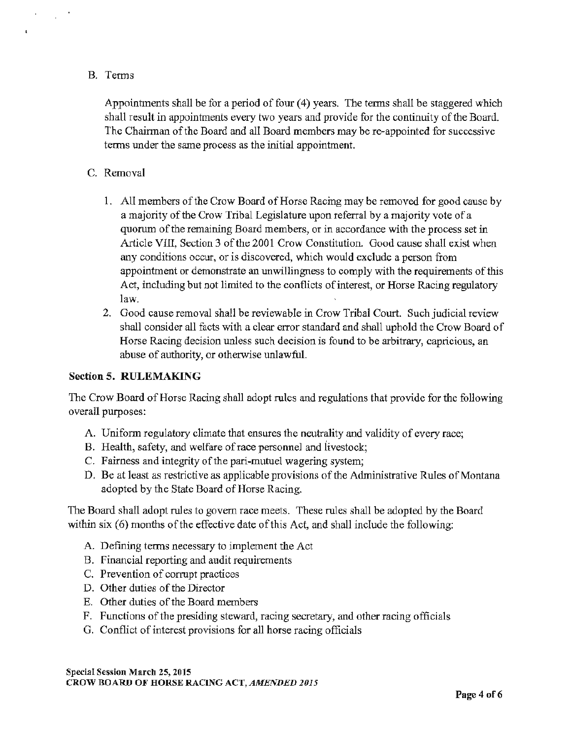B. Terms

Appointments shall be for a period of four (4) years. The terms shall be staggered which shall result in appointments every two years and provide for the continuity of the Board. The Chairman of the Board and all Board members may be re-appointed for successive terms under the same process as the initial appointment.

C. Removal

1. All members of the Crow Board of Horse Racing may be removed for good cause by a majority of the Crow Tribal Legislature upon referral by a majority vote of a quorum of the remaining Board members, or in accordance with the process set in Article VIII, Section 3 of the 2001 Crow Constitution. Good cause shall exist when any conditions occur, or is discovered, which would exclude a person from appointment or demonstrate an unwillingness to comply with the requirements of this Act, including but not limited to the conflicts of interest, or Horse Racing regulatory law.
2. Good cause removal shall be reviewable in Crow Tribal Court. Such judicial review shall consider all facts with a clear error standard and shall uphold the Crow Board of Horse Racing decision unless such decision is found to be arbitrary, capricious, an abuse of authority, or otherwise unlawful.

**Section 5. RULEMAKING**

The Crow Board of Horse Racing shall adopt rules and regulations that provide for the following overall purposes:

A. Uniform regulatory climate that ensures the neutrality and validity of every race;
B. Health, safety, and welfare of race personnel and livestock;
C. Fairness and integrity of the pari-mutuel wagering system;
D. Be at least as restrictive as applicable provisions of the Administrative Rules of Montana adopted by the State Board of Horse Racing.

The Board shall adopt rules to govern race meets. These rules shall be adopted by the Board within six (6) months of the effective date of this Act, and shall include the following:

A. Defining terms necessary to implement the Act
B. Financial reporting and audit requirements
C. Prevention of corrupt practices
D. Other duties of the Director
E. Other duties of the Board members
F. Functions of the presiding steward, racing secretary, and other racing officials
G. Conflict of interest provisions for all horse racing officials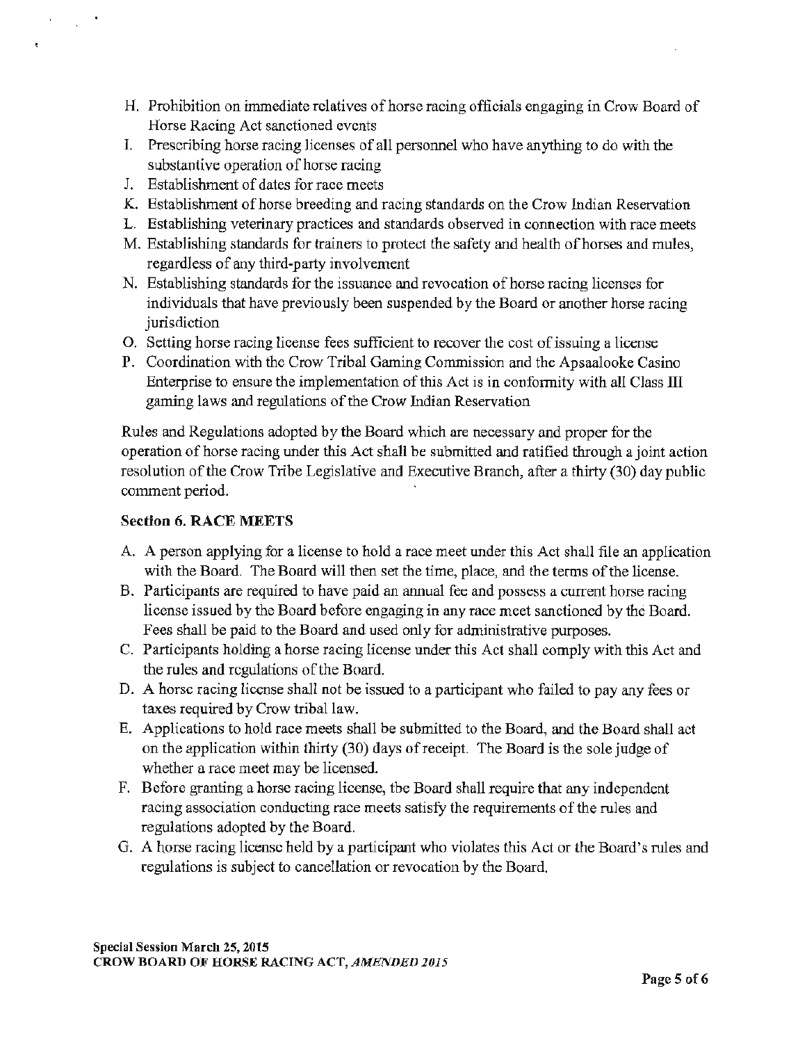H. Prohibition on immediate relatives of horse racing officials engaging in Crow Board of Horse Racing Act sanctioned events
I. Prescribing horse racing licenses of all personnel who have anything to do with the substantive operation of horse racing
J. Establishment of dates for race meets
K. Establishment of horse breeding and racing standards on the Crow Indian Reservation
L. Establishing veterinary practices and standards observed in connection with race meets
M. Establishing standards for trainers to protect the safety and health of horses and mules, regardless of any third-party involvement
N. Establishing standards for the issuance and revocation of horse racing licenses for individuals that have previously been suspended by the Board or another horse racing jurisdiction
O. Setting horse racing license fees sufficient to recover the cost of issuing a license
P. Coordination with the Crow Tribal Gaming Commission and the Apsaalooke Casino Enterprise to ensure the implementation of this Act is in conformity with all Class III gaming laws and regulations of the Crow Indian Reservation

Rules and Regulations adopted by the Board which are necessary and proper for the operation of horse racing under this Act shall be submitted and ratified through a joint action resolution of the Crow Tribe Legislative and Executive Branch, after a thirty (30) day public comment period.

**Section 6. RACE MEETS**

A. A person applying for a license to hold a race meet under this Act shall file an application with the Board. The Board will then set the time, place, and the terms of the license.
B. Participants are required to have paid an annual fee and possess a current horse racing license issued by the Board before engaging in any race meet sanctioned by the Board. Fees shall be paid to the Board and used only for administrative purposes.
C. Participants holding a horse racing license under this Act shall comply with this Act and the rules and regulations of the Board.
D. A horse racing license shall not be issued to a participant who failed to pay any fees or taxes required by Crow tribal law.
E. Applications to hold race meets shall be submitted to the Board, and the Board shall act on the application within thirty (30) days of receipt. The Board is the sole judge of whether a race meet may be licensed.
F. Before granting a horse racing license, the Board shall require that any independent racing association conducting race meets satisfy the requirements of the rules and regulations adopted by the Board.
G. A horse racing license held by a participant who violates this Act or the Board's rules and regulations is subject to cancellation or revocation by the Board.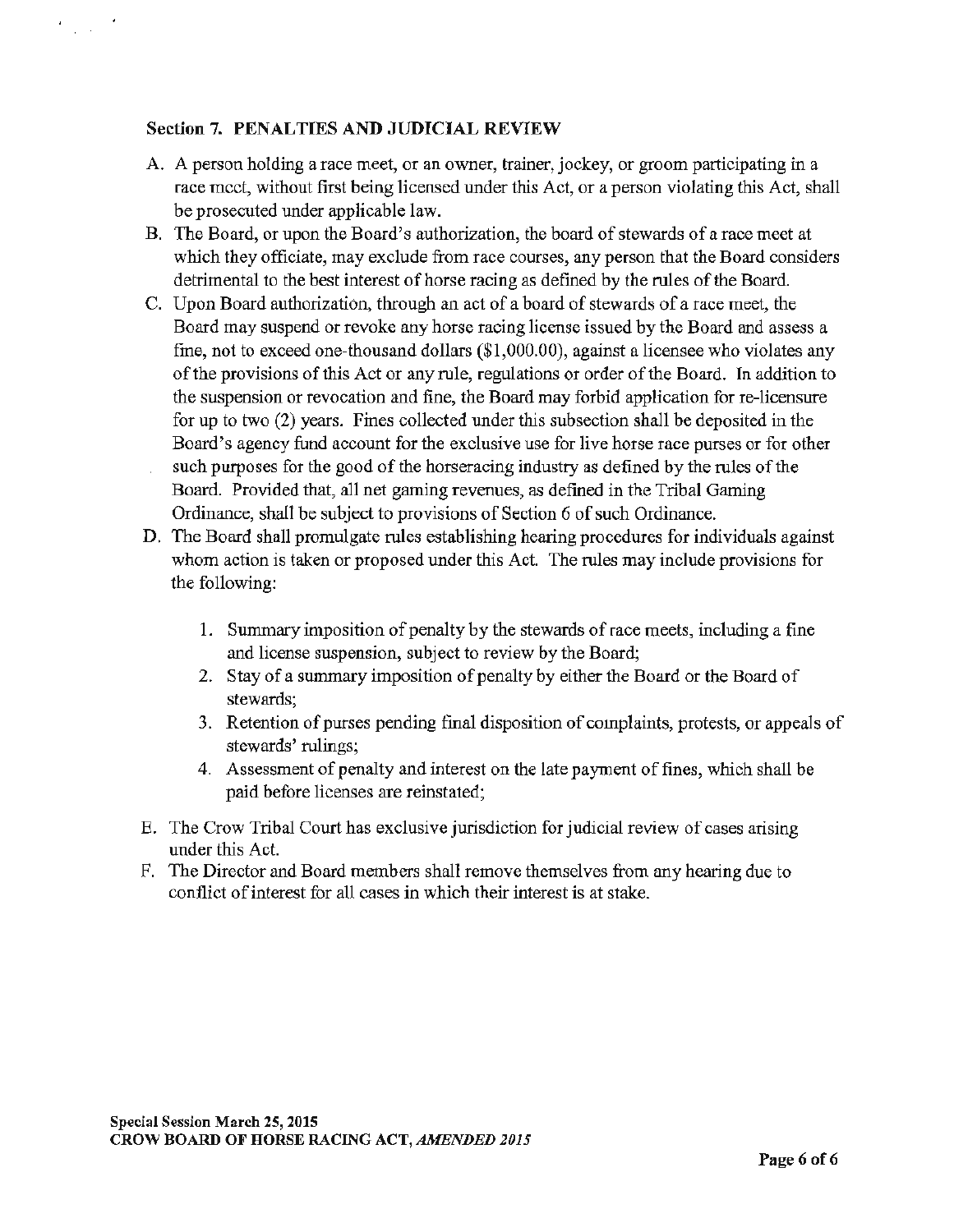### Section 7. PENALTIES AND JUDICIAL REVIEW

A. A person holding a race meet, or an owner, trainer, jockey, or groom participating in a race meet, without first being licensed under this Act, or a person violating this Act, shall be prosecuted under applicable law.

B. The Board, or upon the Board's authorization, the board of stewards of a race meet at which they officiate, may exclude from race courses, any person that the Board considers detrimental to the best interest of horse racing as defined by the rules of the Board.

C. Upon Board authorization, through an act of a board of stewards of a race meet, the Board may suspend or revoke any horse racing license issued by the Board and assess a fine, not to exceed one-thousand dollars ($1,000.00), against a licensee who violates any of the provisions of this Act or any rule, regulations or order of the Board. In addition to the suspension or revocation and fine, the Board may forbid application for re-licensure for up to two (2) years. Fines collected under this subsection shall be deposited in the Board's agency fund account for the exclusive use for live horse race purses or for other such purposes for the good of the horseracing industry as defined by the rules of the Board. Provided that, all net gaming revenues, as defined in the Tribal Gaming Ordinance, shall be subject to provisions of Section 6 of such Ordinance.

D. The Board shall promulgate rules establishing hearing procedures for individuals against whom action is taken or proposed under this Act. The rules may include provisions for the following:

   1. Summary imposition of penalty by the stewards of race meets, including a fine and license suspension, subject to review by the Board;
   2. Stay of a summary imposition of penalty by either the Board or the Board of stewards;
   3. Retention of purses pending final disposition of complaints, protests, or appeals of stewards' rulings;
   4. Assessment of penalty and interest on the late payment of fines, which shall be paid before licenses are reinstated;

E. The Crow Tribal Court has exclusive jurisdiction for judicial review of cases arising under this Act.

F. The Director and Board members shall remove themselves from any hearing due to conflict of interest for all cases in which their interest is at stake.

**Special Session March 25, 2015**
**CROW BOARD OF HORSE RACING ACT, *AMENDED 2015***